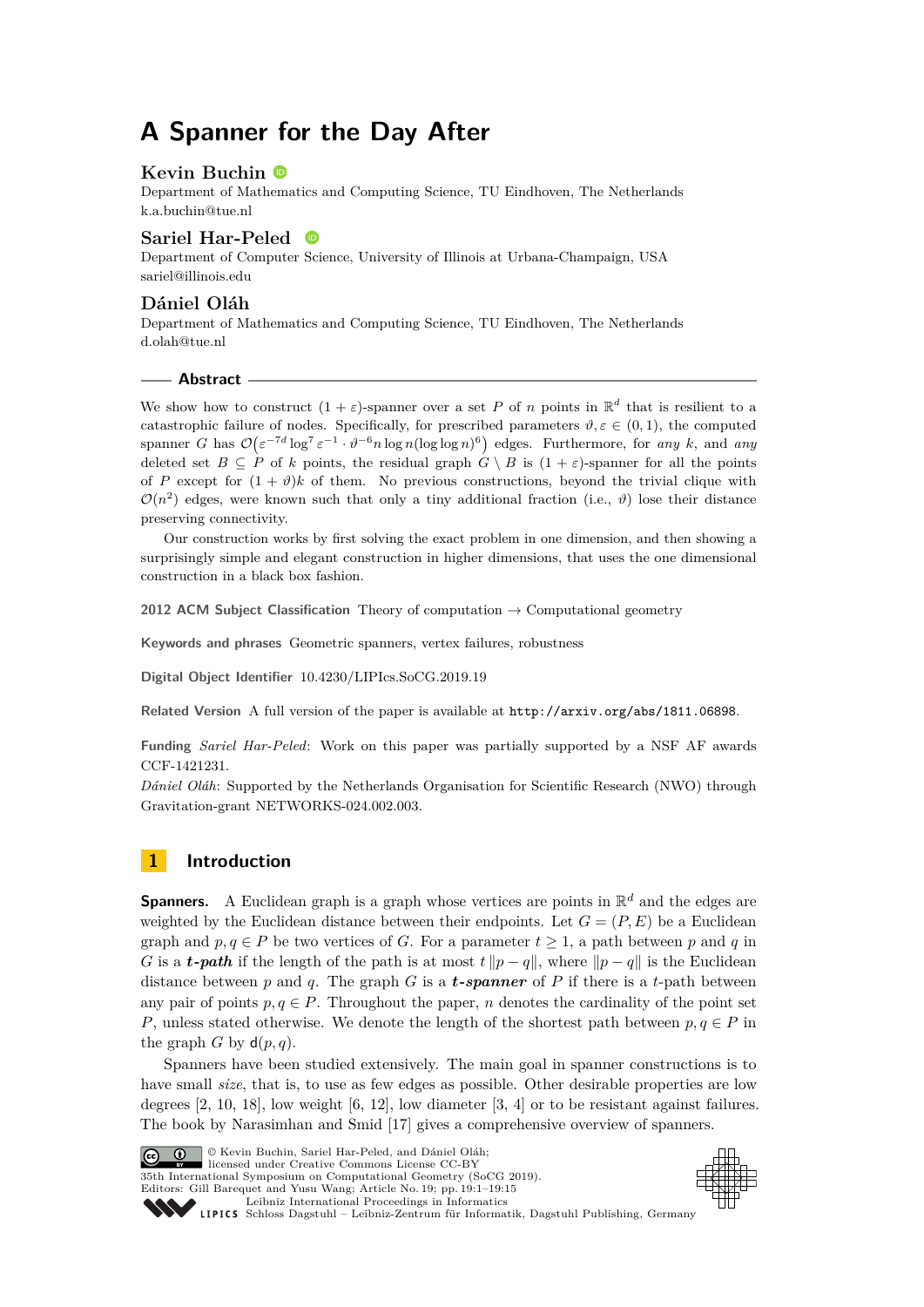# A Spanner for the Day After

## Kevin Buchin

Department of Mathematics and Computing Science, TU Eindhoven, The Netherlands
k.a.buchin@tue.nl

## Sariel Har-Peled

Department of Computer Science, University of Illinois at Urbana-Champaign, USA
sariel@illinois.edu

## Dániel Oláh

Department of Mathematics and Computing Science, TU Eindhoven, The Netherlands
d.olah@tue.nl

### Abstract

We show how to construct $(1+\varepsilon)$-spanner over a set $P$ of $n$ points in $\mathbb{R}^d$ that is resilient to a catastrophic failure of nodes. Specifically, for prescribed parameters $\vartheta, \varepsilon \in (0,1)$, the computed spanner $G$ has $\mathcal{O}\big(\varepsilon^{-7d} \log^7 \varepsilon^{-1} \cdot \vartheta^{-6} n \log n (\log\log n)^6\big)$ edges. Furthermore, for *any* $k$, and *any* deleted set $B \subseteq P$ of $k$ points, the residual graph $G \setminus B$ is $(1+\varepsilon)$-spanner for all the points of $P$ except for $(1+\vartheta)k$ of them. No previous constructions, beyond the trivial clique with $\mathcal{O}(n^2)$ edges, were known such that only a tiny additional fraction (i.e., $\vartheta$) lose their distance preserving connectivity.

Our construction works by first solving the exact problem in one dimension, and then showing a surprisingly simple and elegant construction in higher dimensions, that uses the one dimensional construction in a black box fashion.

**2012 ACM Subject Classification** Theory of computation → Computational geometry

**Keywords and phrases** Geometric spanners, vertex failures, robustness

**Digital Object Identifier** 10.4230/LIPIcs.SoCG.2019.19

**Related Version** A full version of the paper is available at http://arxiv.org/abs/1811.06898.

**Funding** *Sariel Har-Peled*: Work on this paper was partially supported by a NSF AF awards CCF-1421231.
*Dániel Oláh*: Supported by the Netherlands Organisation for Scientific Research (NWO) through Gravitation-grant NETWORKS-024.002.003.

## 1 Introduction

**Spanners.** A Euclidean graph is a graph whose vertices are points in $\mathbb{R}^d$ and the edges are weighted by the Euclidean distance between their endpoints. Let $G = (P, E)$ be a Euclidean graph and $p, q \in P$ be two vertices of $G$. For a parameter $t \geq 1$, a path between $p$ and $q$ in $G$ is a ***t-path*** if the length of the path is at most $t\|p-q\|$, where $\|p-q\|$ is the Euclidean distance between $p$ and $q$. The graph $G$ is a ***t-spanner*** of $P$ if there is a $t$-path between any pair of points $p, q \in P$. Throughout the paper, $n$ denotes the cardinality of the point set $P$, unless stated otherwise. We denote the length of the shortest path between $p, q \in P$ in the graph $G$ by $\mathsf{d}(p,q)$.

Spanners have been studied extensively. The main goal in spanner constructions is to have small *size*, that is, to use as few edges as possible. Other desirable properties are low degrees [2, 10, 18], low weight [6, 12], low diameter [3, 4] or to be resistant against failures. The book by Narasimhan and Smid [17] gives a comprehensive overview of spanners.

© Kevin Buchin, Sariel Har-Peled, and Dániel Oláh;
licensed under Creative Commons License CC-BY
35th International Symposium on Computational Geometry (SoCG 2019).
Editors: Gill Barequet and Yusu Wang; Article No. 19; pp. 19:1–19:15
Leibniz International Proceedings in Informatics
Schloss Dagstuhl – Leibniz-Zentrum für Informatik, Dagstuhl Publishing, Germany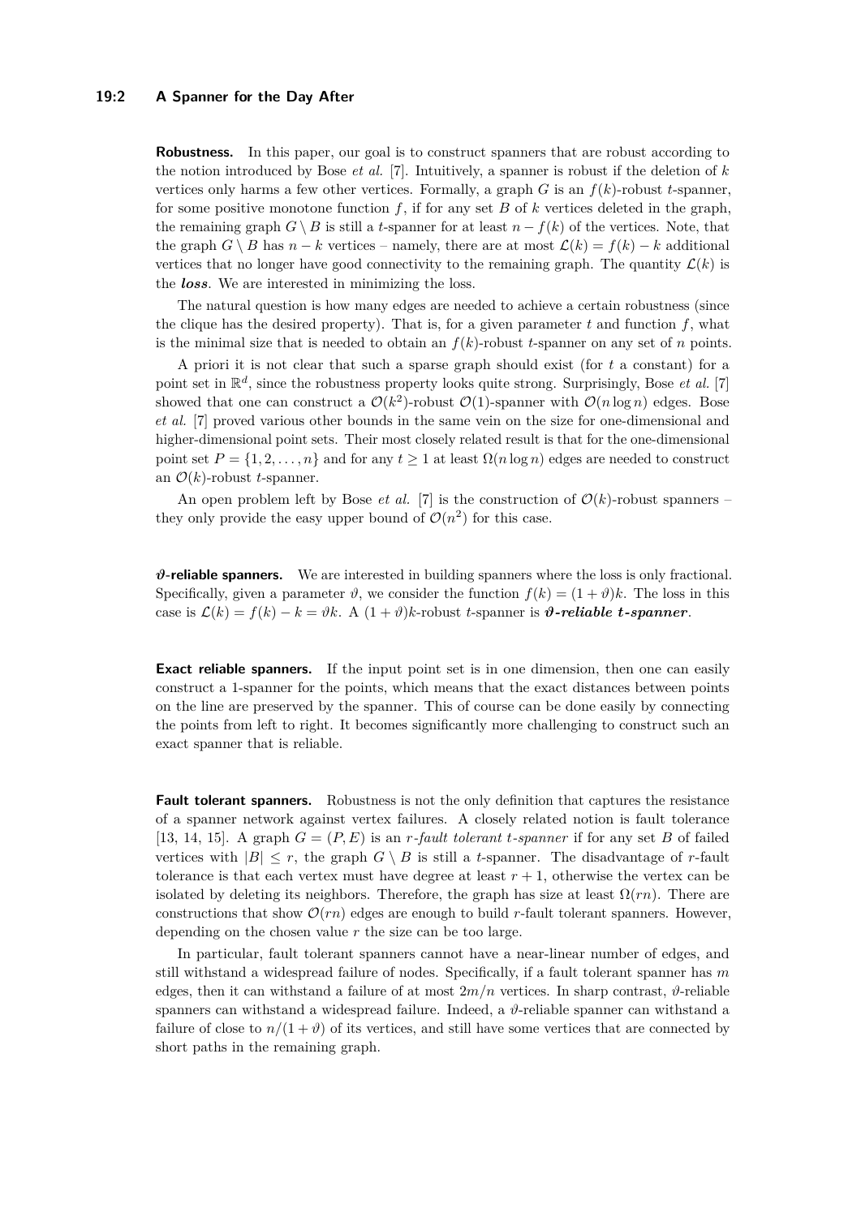**Robustness.** In this paper, our goal is to construct spanners that are robust according to the notion introduced by Bose *et al.* [7]. Intuitively, a spanner is robust if the deletion of $k$ vertices only harms a few other vertices. Formally, a graph $G$ is an $f(k)$-robust $t$-spanner, for some positive monotone function $f$, if for any set $B$ of $k$ vertices deleted in the graph, the remaining graph $G \setminus B$ is still a $t$-spanner for at least $n - f(k)$ of the vertices. Note, that the graph $G \setminus B$ has $n - k$ vertices – namely, there are at most $\mathcal{L}(k) = f(k) - k$ additional vertices that no longer have good connectivity to the remaining graph. The quantity $\mathcal{L}(k)$ is the ***loss***. We are interested in minimizing the loss.

The natural question is how many edges are needed to achieve a certain robustness (since the clique has the desired property). That is, for a given parameter $t$ and function $f$, what is the minimal size that is needed to obtain an $f(k)$-robust $t$-spanner on any set of $n$ points.

A priori it is not clear that such a sparse graph should exist (for $t$ a constant) for a point set in $\mathbb{R}^d$, since the robustness property looks quite strong. Surprisingly, Bose *et al.* [7] showed that one can construct a $\mathcal{O}(k^2)$-robust $\mathcal{O}(1)$-spanner with $\mathcal{O}(n \log n)$ edges. Bose *et al.* [7] proved various other bounds in the same vein on the size for one-dimensional and higher-dimensional point sets. Their most closely related result is that for the one-dimensional point set $P = \{1, 2, \ldots, n\}$ and for any $t \geq 1$ at least $\Omega(n \log n)$ edges are needed to construct an $\mathcal{O}(k)$-robust $t$-spanner.

An open problem left by Bose *et al.* [7] is the construction of $\mathcal{O}(k)$-robust spanners – they only provide the easy upper bound of $\mathcal{O}(n^2)$ for this case.

**$\vartheta$-reliable spanners.** We are interested in building spanners where the loss is only fractional. Specifically, given a parameter $\vartheta$, we consider the function $f(k) = (1 + \vartheta)k$. The loss in this case is $\mathcal{L}(k) = f(k) - k = \vartheta k$. A $(1 + \vartheta)k$-robust $t$-spanner is ***$\vartheta$-reliable $t$-spanner***.

**Exact reliable spanners.** If the input point set is in one dimension, then one can easily construct a 1-spanner for the points, which means that the exact distances between points on the line are preserved by the spanner. This of course can be done easily by connecting the points from left to right. It becomes significantly more challenging to construct such an exact spanner that is reliable.

**Fault tolerant spanners.** Robustness is not the only definition that captures the resistance of a spanner network against vertex failures. A closely related notion is fault tolerance [13, 14, 15]. A graph $G = (P, E)$ is an *$r$-fault tolerant $t$-spanner* if for any set $B$ of failed vertices with $|B| \leq r$, the graph $G \setminus B$ is still a $t$-spanner. The disadvantage of $r$-fault tolerance is that each vertex must have degree at least $r + 1$, otherwise the vertex can be isolated by deleting its neighbors. Therefore, the graph has size at least $\Omega(rn)$. There are constructions that show $\mathcal{O}(rn)$ edges are enough to build $r$-fault tolerant spanners. However, depending on the chosen value $r$ the size can be too large.

In particular, fault tolerant spanners cannot have a near-linear number of edges, and still withstand a widespread failure of nodes. Specifically, if a fault tolerant spanner has $m$ edges, then it can withstand a failure of at most $2m/n$ vertices. In sharp contrast, $\vartheta$-reliable spanners can withstand a widespread failure. Indeed, a $\vartheta$-reliable spanner can withstand a failure of close to $n/(1 + \vartheta)$ of its vertices, and still have some vertices that are connected by short paths in the remaining graph.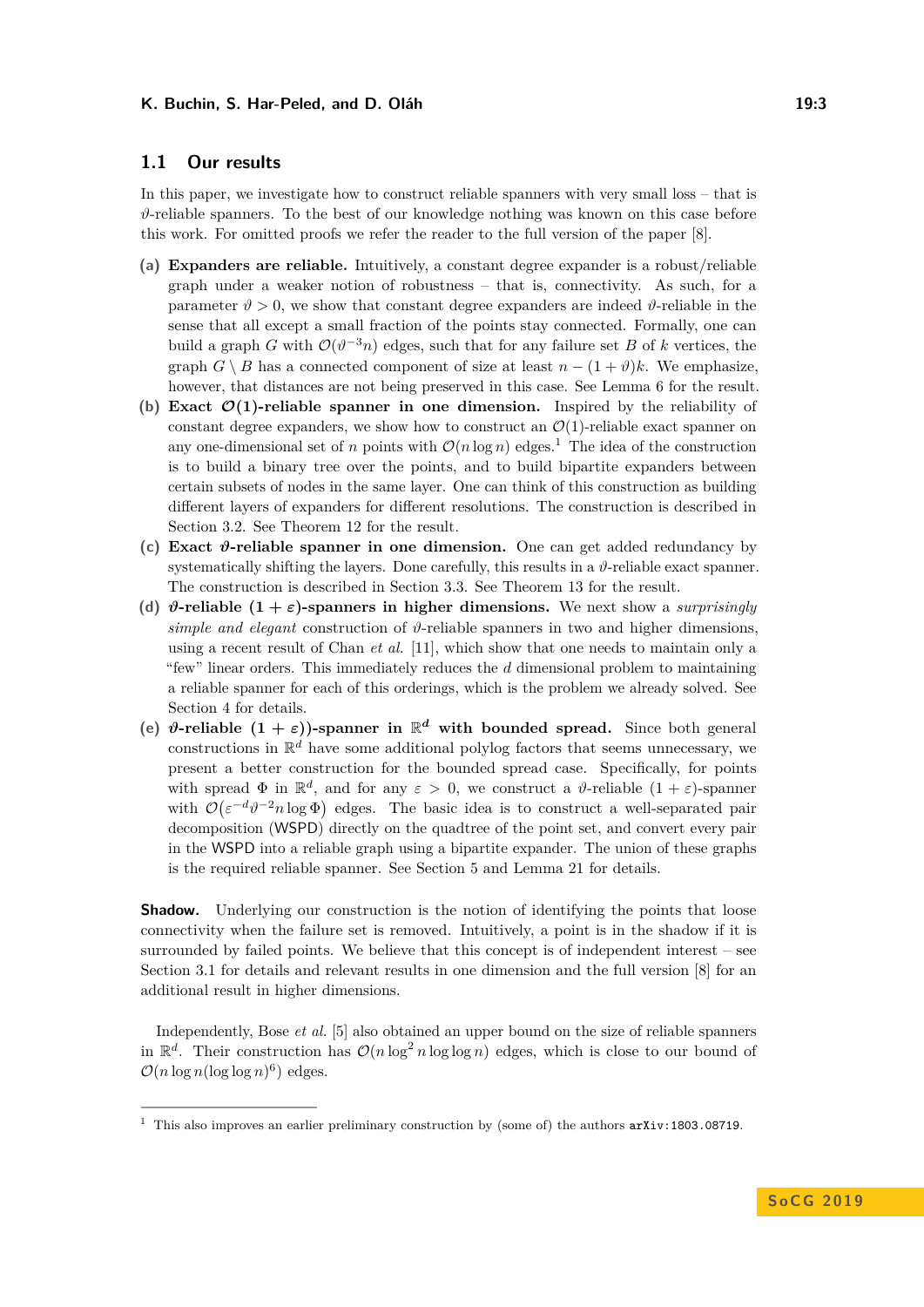## 1.1 Our results

In this paper, we investigate how to construct reliable spanners with very small loss – that is $\vartheta$-reliable spanners. To the best of our knowledge nothing was known on this case before this work. For omitted proofs we refer the reader to the full version of the paper [8].

**(a)** **Expanders are reliable.** Intuitively, a constant degree expander is a robust/reliable graph under a weaker notion of robustness – that is, connectivity. As such, for a parameter $\vartheta > 0$, we show that constant degree expanders are indeed $\vartheta$-reliable in the sense that all except a small fraction of the points stay connected. Formally, one can build a graph $G$ with $\mathcal{O}(\vartheta^{-3}n)$ edges, such that for any failure set $B$ of $k$ vertices, the graph $G \setminus B$ has a connected component of size at least $n - (1 + \vartheta)k$. We emphasize, however, that distances are not being preserved in this case. See Lemma 6 for the result.

**(b)** **Exact $\mathcal{O}(1)$-reliable spanner in one dimension.** Inspired by the reliability of constant degree expanders, we show how to construct an $\mathcal{O}(1)$-reliable exact spanner on any one-dimensional set of $n$ points with $\mathcal{O}(n \log n)$ edges.[1] The idea of the construction is to build a binary tree over the points, and to build bipartite expanders between certain subsets of nodes in the same layer. One can think of this construction as building different layers of expanders for different resolutions. The construction is described in Section 3.2. See Theorem 12 for the result.

**(c)** **Exact $\vartheta$-reliable spanner in one dimension.** One can get added redundancy by systematically shifting the layers. Done carefully, this results in a $\vartheta$-reliable exact spanner. The construction is described in Section 3.3. See Theorem 13 for the result.

**(d)** **$\vartheta$-reliable $(1 + \varepsilon)$-spanners in higher dimensions.** We next show a *surprisingly simple and elegant* construction of $\vartheta$-reliable spanners in two and higher dimensions, using a recent result of Chan *et al.* [11], which show that one needs to maintain only a "few" linear orders. This immediately reduces the $d$ dimensional problem to maintaining a reliable spanner for each of this orderings, which is the problem we already solved. See Section 4 for details.

**(e)** **$\vartheta$-reliable $(1 + \varepsilon)$)-spanner in $\mathbb{R}^d$ with bounded spread.** Since both general constructions in $\mathbb{R}^d$ have some additional polylog factors that seems unnecessary, we present a better construction for the bounded spread case. Specifically, for points with spread $\Phi$ in $\mathbb{R}^d$, and for any $\varepsilon > 0$, we construct a $\vartheta$-reliable $(1 + \varepsilon)$-spanner with $\mathcal{O}\big(\varepsilon^{-d}\vartheta^{-2}n \log \Phi\big)$ edges. The basic idea is to construct a well-separated pair decomposition (WSPD) directly on the quadtree of the point set, and convert every pair in the WSPD into a reliable graph using a bipartite expander. The union of these graphs is the required reliable spanner. See Section 5 and Lemma 21 for details.

**Shadow.** Underlying our construction is the notion of identifying the points that loose connectivity when the failure set is removed. Intuitively, a point is in the shadow if it is surrounded by failed points. We believe that this concept is of independent interest – see Section 3.1 for details and relevant results in one dimension and the full version [8] for an additional result in higher dimensions.

Independently, Bose *et al.* [5] also obtained an upper bound on the size of reliable spanners in $\mathbb{R}^d$. Their construction has $\mathcal{O}(n \log^2 n \log \log n)$ edges, which is close to our bound of $\mathcal{O}(n \log n (\log \log n)^6)$ edges.

---

[1] This also improves an earlier preliminary construction by (some of) the authors `arXiv:1803.08719`.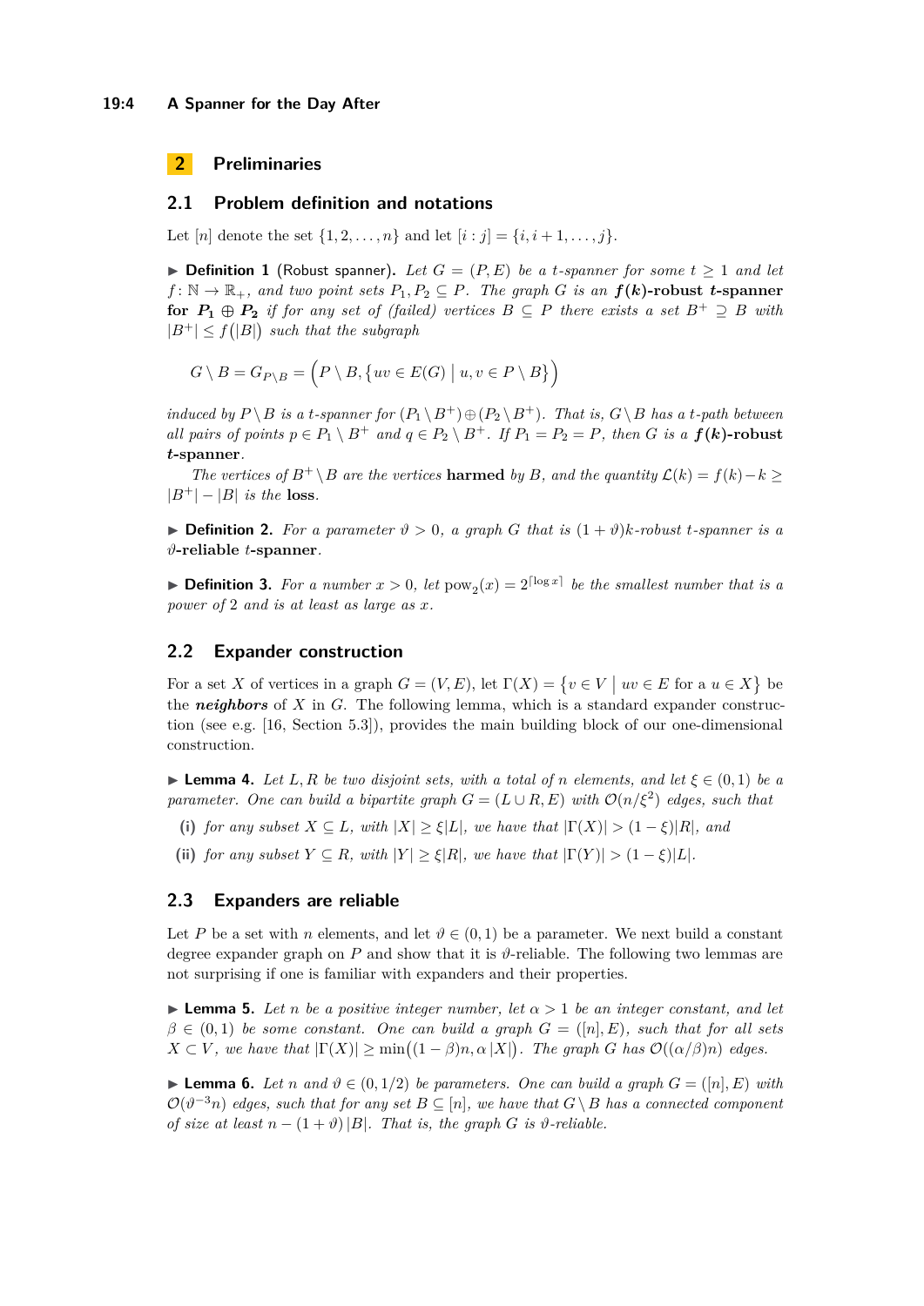## 2 Preliminaries

### 2.1 Problem definition and notations

Let $[n]$ denote the set $\{1, 2, \ldots, n\}$ and let $[i : j] = \{i, i+1, \ldots, j\}$.

▶ **Definition 1** (Robust spanner). *Let $G = (P, E)$ be a $t$-spanner for some $t \geq 1$ and let $f : \mathbb{N} \to \mathbb{R}_+$, and two point sets $P_1, P_2 \subseteq P$. The graph $G$ is an* $\boldsymbol{f(k)}$**-robust** $\boldsymbol{t}$**-spanner for** $\boldsymbol{P_1 \oplus P_2}$ *if for any set of (failed) vertices $B \subseteq P$ there exists a set $B^+ \supseteq B$ with $|B^+| \leq f(|B|)$ such that the subgraph*

$$G \setminus B = G_{P \setminus B} = \Big(P \setminus B, \big\{uv \in E(G) \;\big|\; u, v \in P \setminus B\big\}\Big)$$

*induced by $P \setminus B$ is a $t$-spanner for $(P_1 \setminus B^+) \oplus (P_2 \setminus B^+)$. That is, $G \setminus B$ has a $t$-path between all pairs of points $p \in P_1 \setminus B^+$ and $q \in P_2 \setminus B^+$. If $P_1 = P_2 = P$, then $G$ is a* $\boldsymbol{f(k)}$**-robust** $\boldsymbol{t}$**-spanner**.

*The vertices of $B^+ \setminus B$ are the vertices* **harmed** *by $B$, and the quantity $\mathcal{L}(k) = f(k) - k \geq |B^+| - |B|$ is the* **loss**.

▶ **Definition 2.** *For a parameter $\vartheta > 0$, a graph $G$ that is $(1 + \vartheta)k$-robust $t$-spanner is a* $\boldsymbol{\vartheta}$**-reliable** $\boldsymbol{t}$**-spanner**.

▶ **Definition 3.** *For a number $x > 0$, let $\mathrm{pow}_2(x) = 2^{\lceil \log x \rceil}$ be the smallest number that is a power of 2 and is at least as large as $x$.*

### 2.2 Expander construction

For a set $X$ of vertices in a graph $G = (V, E)$, let $\Gamma(X) = \big\{v \in V \;\big|\; uv \in E \text{ for a } u \in X\big\}$ be the ***neighbors*** of $X$ in $G$. The following lemma, which is a standard expander construction (see e.g. [16, Section 5.3]), provides the main building block of our one-dimensional construction.

▶ **Lemma 4.** *Let $L, R$ be two disjoint sets, with a total of $n$ elements, and let $\xi \in (0, 1)$ be a parameter. One can build a bipartite graph $G = (L \cup R, E)$ with $\mathcal{O}(n/\xi^2)$ edges, such that*

**(i)** *for any subset $X \subseteq L$, with $|X| \geq \xi |L|$, we have that $|\Gamma(X)| > (1 - \xi)|R|$, and*

**(ii)** *for any subset $Y \subseteq R$, with $|Y| \geq \xi |R|$, we have that $|\Gamma(Y)| > (1 - \xi)|L|$.*

### 2.3 Expanders are reliable

Let $P$ be a set with $n$ elements, and let $\vartheta \in (0, 1)$ be a parameter. We next build a constant degree expander graph on $P$ and show that it is $\vartheta$-reliable. The following two lemmas are not surprising if one is familiar with expanders and their properties.

▶ **Lemma 5.** *Let $n$ be a positive integer number, let $\alpha > 1$ be an integer constant, and let $\beta \in (0, 1)$ be some constant. One can build a graph $G = ([n], E)$, such that for all sets $X \subset V$, we have that $|\Gamma(X)| \geq \min\big((1 - \beta)n, \alpha |X|\big)$. The graph $G$ has $\mathcal{O}((\alpha/\beta)n)$ edges.*

▶ **Lemma 6.** *Let $n$ and $\vartheta \in (0, 1/2)$ be parameters. One can build a graph $G = ([n], E)$ with $\mathcal{O}(\vartheta^{-3} n)$ edges, such that for any set $B \subseteq [n]$, we have that $G \setminus B$ has a connected component of size at least $n - (1 + \vartheta)|B|$. That is, the graph $G$ is $\vartheta$-reliable.*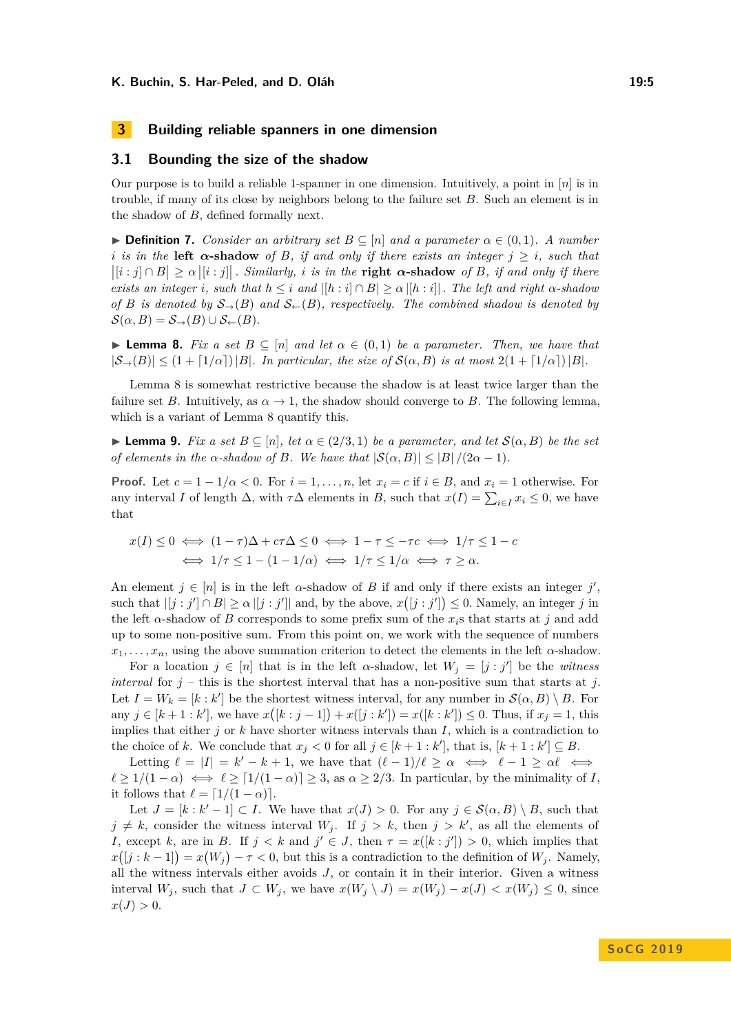## 3 Building reliable spanners in one dimension

### 3.1 Bounding the size of the shadow

Our purpose is to build a reliable 1-spanner in one dimension. Intuitively, a point in $[n]$ is in trouble, if many of its close by neighbors belong to the failure set $B$. Such an element is in the shadow of $B$, defined formally next.

▶ **Definition 7.** *Consider an arbitrary set $B \subseteq [n]$ and a parameter $\alpha \in (0,1)$. A number $i$ is in the* **left $\alpha$-shadow** *of $B$, if and only if there exists an integer $j \geq i$, such that $\left|[i:j] \cap B\right| \geq \alpha \left|[i:j]\right|$. Similarly, $i$ is in the* **right $\alpha$-shadow** *of $B$, if and only if there exists an integer $i$, such that $h \leq i$ and $\left|[h:i] \cap B\right| \geq \alpha \left|[h:i]\right|$. The left and right $\alpha$-shadow of $B$ is denoted by $\mathcal{S}_{\rightarrow}(B)$ and $\mathcal{S}_{\leftarrow}(B)$, respectively. The combined shadow is denoted by $\mathcal{S}(\alpha, B) = \mathcal{S}_{\rightarrow}(B) \cup \mathcal{S}_{\leftarrow}(B)$.*

▶ **Lemma 8.** *Fix a set $B \subseteq [n]$ and let $\alpha \in (0,1)$ be a parameter. Then, we have that $|\mathcal{S}_{\rightarrow}(B)| \leq (1 + \lceil 1/\alpha \rceil) |B|$. In particular, the size of $\mathcal{S}(\alpha, B)$ is at most $2(1 + \lceil 1/\alpha \rceil) |B|$.*

Lemma 8 is somewhat restrictive because the shadow is at least twice larger than the failure set $B$. Intuitively, as $\alpha \to 1$, the shadow should converge to $B$. The following lemma, which is a variant of Lemma 8 quantify this.

▶ **Lemma 9.** *Fix a set $B \subseteq [n]$, let $\alpha \in (2/3, 1)$ be a parameter, and let $\mathcal{S}(\alpha, B)$ be the set of elements in the $\alpha$-shadow of $B$. We have that $|\mathcal{S}(\alpha, B)| \leq |B| / (2\alpha - 1)$.*

**Proof.** Let $c = 1 - 1/\alpha < 0$. For $i = 1, \ldots, n$, let $x_i = c$ if $i \in B$, and $x_i = 1$ otherwise. For any interval $I$ of length $\Delta$, with $\tau\Delta$ elements in $B$, such that $x(I) = \sum_{i \in I} x_i \leq 0$, we have that

$$
\begin{aligned}
x(I) \leq 0 &\iff (1-\tau)\Delta + c\tau\Delta \leq 0 \iff 1 - \tau \leq -\tau c \iff 1/\tau \leq 1 - c \\
&\iff 1/\tau \leq 1 - (1 - 1/\alpha) \iff 1/\tau \leq 1/\alpha \iff \tau \geq \alpha.
\end{aligned}
$$

An element $j \in [n]$ is in the left $\alpha$-shadow of $B$ if and only if there exists an integer $j'$, such that $|[j:j'] \cap B| \geq \alpha |[j:j']|$ and, by the above, $x\big([j:j']\big) \leq 0$. Namely, an integer $j$ in the left $\alpha$-shadow of $B$ corresponds to some prefix sum of the $x_i$s that starts at $j$ and add up to some non-positive sum. From this point on, we work with the sequence of numbers $x_1, \ldots, x_n$, using the above summation criterion to detect the elements in the left $\alpha$-shadow.

For a location $j \in [n]$ that is in the left $\alpha$-shadow, let $W_j = [j:j']$ be the *witness interval* for $j$ – this is the shortest interval that has a non-positive sum that starts at $j$. Let $I = W_k = [k:k']$ be the shortest witness interval, for any number in $\mathcal{S}(\alpha, B) \setminus B$. For any $j \in [k+1:k']$, we have $x\big([k:j-1]\big) + x([j:k']) = x([k:k']) \leq 0$. Thus, if $x_j = 1$, this implies that either $j$ or $k$ have shorter witness intervals than $I$, which is a contradiction to the choice of $k$. We conclude that $x_j < 0$ for all $j \in [k+1:k']$, that is, $[k+1:k'] \subseteq B$.

Letting $\ell = |I| = k' - k + 1$, we have that $(\ell - 1)/\ell \geq \alpha \iff \ell - 1 \geq \alpha\ell \iff \ell \geq 1/(1-\alpha) \iff \ell \geq \lceil 1/(1-\alpha) \rceil \geq 3$, as $\alpha \geq 2/3$. In particular, by the minimality of $I$, it follows that $\ell = \lceil 1/(1-\alpha) \rceil$.

Let $J = [k:k'-1] \subset I$. We have that $x(J) > 0$. For any $j \in \mathcal{S}(\alpha, B) \setminus B$, such that $j \neq k$, consider the witness interval $W_j$. If $j > k$, then $j > k'$, as all the elements of $I$, except $k$, are in $B$. If $j < k$ and $j' \in J$, then $\tau = x([k:j']) > 0$, which implies that $x\big([j:k-1]\big) = x\big(W_j\big) - \tau < 0$, but this is a contradiction to the definition of $W_j$. Namely, all the witness intervals either avoids $J$, or contain it in their interior. Given a witness interval $W_j$, such that $J \subset W_j$, we have $x(W_j \setminus J) = x(W_j) - x(J) < x(W_j) \leq 0$, since $x(J) > 0$.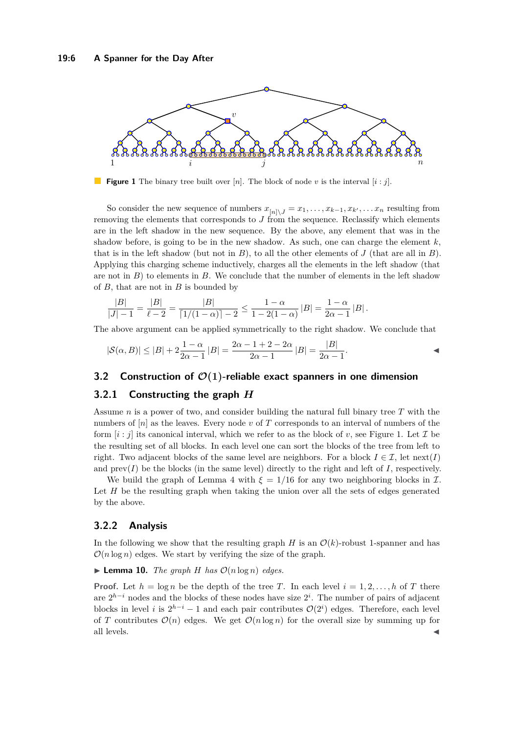**Figure 1** The binary tree built over $[n]$. The block of node $v$ is the interval $[i:j]$.

So consider the new sequence of numbers $x_{[n]\setminus J} = x_1, \ldots, x_{k-1}, x_{k'}, \ldots x_n$ resulting from removing the elements that corresponds to $J$ from the sequence. Reclassify which elements are in the left shadow in the new sequence. By the above, any element that was in the shadow before, is going to be in the new shadow. As such, one can charge the element $k$, that is in the left shadow (but not in $B$), to all the other elements of $J$ (that are all in $B$). Applying this charging scheme inductively, charges all the elements in the left shadow (that are not in $B$) to elements in $B$. We conclude that the number of elements in the left shadow of $B$, that are not in $B$ is bounded by

$$\frac{|B|}{|J|-1} = \frac{|B|}{\ell - 2} = \frac{|B|}{\lceil 1/(1-\alpha) \rceil - 2} \leq \frac{1-\alpha}{1-2(1-\alpha)} |B| = \frac{1-\alpha}{2\alpha - 1} |B|.$$

The above argument can be applied symmetrically to the right shadow. We conclude that

$$|\mathcal{S}(\alpha, B)| \leq |B| + 2\frac{1-\alpha}{2\alpha-1} |B| = \frac{2\alpha - 1 + 2 - 2\alpha}{2\alpha - 1} |B| = \frac{|B|}{2\alpha - 1}.$$

◀

## 3.2 Construction of $\mathcal{O}(1)$-reliable exact spanners in one dimension

### 3.2.1 Constructing the graph $H$

Assume $n$ is a power of two, and consider building the natural full binary tree $T$ with the numbers of $[n]$ as the leaves. Every node $v$ of $T$ corresponds to an interval of numbers of the form $[i:j]$ its canonical interval, which we refer to as the block of $v$, see Figure 1. Let $\mathcal{I}$ be the resulting set of all blocks. In each level one can sort the blocks of the tree from left to right. Two adjacent blocks of the same level are neighbors. For a block $I \in \mathcal{I}$, let $\mathrm{next}(I)$ and $\mathrm{prev}(I)$ be the blocks (in the same level) directly to the right and left of $I$, respectively.

We build the graph of Lemma 4 with $\xi = 1/16$ for any two neighboring blocks in $\mathcal{I}$. Let $H$ be the resulting graph when taking the union over all the sets of edges generated by the above.

### 3.2.2 Analysis

In the following we show that the resulting graph $H$ is an $\mathcal{O}(k)$-robust 1-spanner and has $\mathcal{O}(n \log n)$ edges. We start by verifying the size of the graph.

▶ **Lemma 10.** *The graph $H$ has $\mathcal{O}(n \log n)$ edges.*

**Proof.** Let $h = \log n$ be the depth of the tree $T$. In each level $i = 1, 2, \ldots, h$ of $T$ there are $2^{h-i}$ nodes and the blocks of these nodes have size $2^i$. The number of pairs of adjacent blocks in level $i$ is $2^{h-i} - 1$ and each pair contributes $\mathcal{O}(2^i)$ edges. Therefore, each level of $T$ contributes $\mathcal{O}(n)$ edges. We get $\mathcal{O}(n \log n)$ for the overall size by summing up for all levels. ◀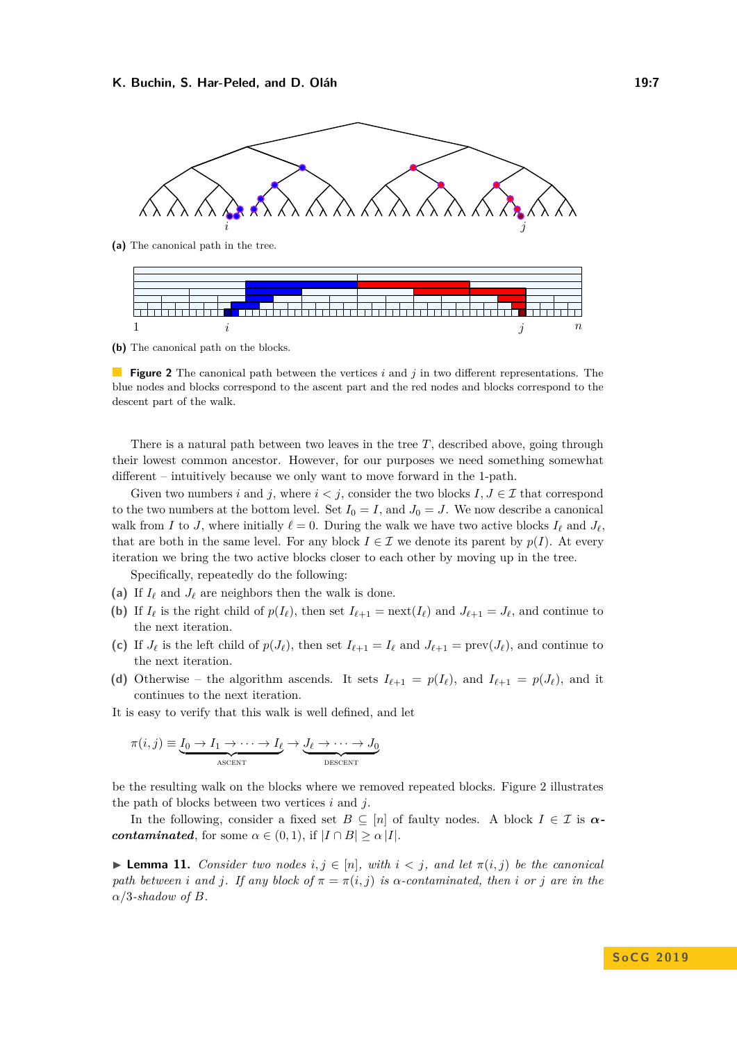i

j

**(a)** The canonical path in the tree.

1 i j n

**(b)** The canonical path on the blocks.

**Figure 2** The canonical path between the vertices $i$ and $j$ in two different representations. The blue nodes and blocks correspond to the ascent part and the red nodes and blocks correspond to the descent part of the walk.

There is a natural path between two leaves in the tree $T$, described above, going through their lowest common ancestor. However, for our purposes we need something somewhat different – intuitively because we only want to move forward in the 1-path.

Given two numbers $i$ and $j$, where $i < j$, consider the two blocks $I, J \in \mathcal{I}$ that correspond to the two numbers at the bottom level. Set $I_0 = I$, and $J_0 = J$. We now describe a canonical walk from $I$ to $J$, where initially $\ell = 0$. During the walk we have two active blocks $I_\ell$ and $J_\ell$, that are both in the same level. For any block $I \in \mathcal{I}$ we denote its parent by $p(I)$. At every iteration we bring the two active blocks closer to each other by moving up in the tree.

Specifically, repeatedly do the following:

**(a)** If $I_\ell$ and $J_\ell$ are neighbors then the walk is done.

**(b)** If $I_\ell$ is the right child of $p(I_\ell)$, then set $I_{\ell+1} = \mathrm{next}(I_\ell)$ and $J_{\ell+1} = J_\ell$, and continue to the next iteration.

**(c)** If $J_\ell$ is the left child of $p(J_\ell)$, then set $I_{\ell+1} = I_\ell$ and $J_{\ell+1} = \mathrm{prev}(J_\ell)$, and continue to the next iteration.

**(d)** Otherwise – the algorithm ascends. It sets $I_{\ell+1} = p(I_\ell)$, and $I_{\ell+1} = p(J_\ell)$, and it continues to the next iteration.

It is easy to verify that this walk is well defined, and let

$$\pi(i,j) \equiv \underbrace{I_0 \to I_1 \to \cdots \to I_\ell}_{\text{ASCENT}} \to \underbrace{J_\ell \to \cdots \to J_0}_{\text{DESCENT}}$$

be the resulting walk on the blocks where we removed repeated blocks. Figure 2 illustrates the path of blocks between two vertices $i$ and $j$.

In the following, consider a fixed set $B \subseteq [n]$ of faulty nodes. A block $I \in \mathcal{I}$ is ***$\alpha$-contaminated***, for some $\alpha \in (0,1)$, if $|I \cap B| \geq \alpha |I|$.

▶ **Lemma 11.** *Consider two nodes $i, j \in [n]$, with $i < j$, and let $\pi(i,j)$ be the canonical path between $i$ and $j$. If any block of $\pi = \pi(i,j)$ is $\alpha$-contaminated, then $i$ or $j$ are in the $\alpha/3$-shadow of $B$.*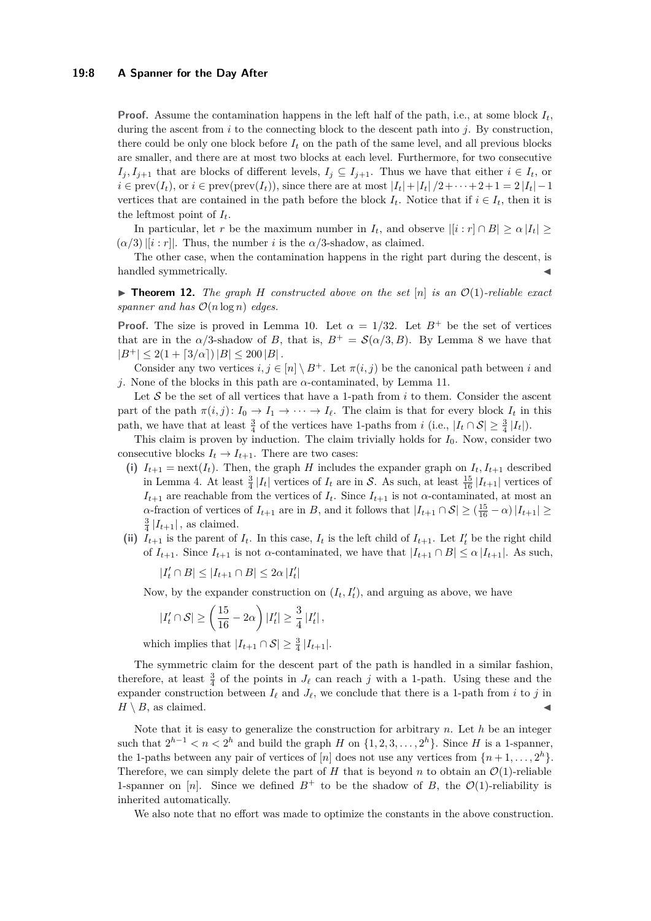**Proof.** Assume the contamination happens in the left half of the path, i.e., at some block $I_t$, during the ascent from $i$ to the connecting block to the descent path into $j$. By construction, there could be only one block before $I_t$ on the path of the same level, and all previous blocks are smaller, and there are at most two blocks at each level. Furthermore, for two consecutive $I_j, I_{j+1}$ that are blocks of different levels, $I_j \subseteq I_{j+1}$. Thus we have that either $i \in I_t$, or $i \in \mathrm{prev}(I_t)$, or $i \in \mathrm{prev}(\mathrm{prev}(I_t))$, since there are at most $|I_t| + |I_t|/2 + \cdots + 2 + 1 = 2|I_t| - 1$ vertices that are contained in the path before the block $I_t$. Notice that if $i \in I_t$, then it is the leftmost point of $I_t$.

In particular, let $r$ be the maximum number in $I_t$, and observe $|[i:r] \cap B| \geq \alpha |I_t| \geq (\alpha/3)\,|[i:r]|$. Thus, the number $i$ is the $\alpha/3$-shadow, as claimed.

The other case, when the contamination happens in the right part during the descent, is handled symmetrically. ◀

▶ **Theorem 12.** *The graph $H$ constructed above on the set $[n]$ is an $\mathcal{O}(1)$-reliable exact spanner and has $\mathcal{O}(n \log n)$ edges.*

**Proof.** The size is proved in Lemma 10. Let $\alpha = 1/32$. Let $B^+$ be the set of vertices that are in the $\alpha/3$-shadow of $B$, that is, $B^+ = \mathcal{S}(\alpha/3, B)$. By Lemma 8 we have that $|B^+| \leq 2(1 + \lceil 3/\alpha \rceil)\,|B| \leq 200\,|B|$.

Consider any two vertices $i, j \in [n] \setminus B^+$. Let $\pi(i,j)$ be the canonical path between $i$ and $j$. None of the blocks in this path are $\alpha$-contaminated, by Lemma 11.

Let $\mathcal{S}$ be the set of all vertices that have a 1-path from $i$ to them. Consider the ascent part of the path $\pi(i,j)$: $I_0 \to I_1 \to \cdots \to I_\ell$. The claim is that for every block $I_t$ in this path, we have that at least $\frac{3}{4}$ of the vertices have 1-paths from $i$ (i.e., $|I_t \cap \mathcal{S}| \geq \frac{3}{4}|I_t|$).

This claim is proven by induction. The claim trivially holds for $I_0$. Now, consider two consecutive blocks $I_t \to I_{t+1}$. There are two cases:

**(i)** $I_{t+1} = \mathrm{next}(I_t)$. Then, the graph $H$ includes the expander graph on $I_t, I_{t+1}$ described in Lemma 4. At least $\frac{3}{4}|I_t|$ vertices of $I_t$ are in $\mathcal{S}$. As such, at least $\frac{15}{16}|I_{t+1}|$ vertices of $I_{t+1}$ are reachable from the vertices of $I_t$. Since $I_{t+1}$ is not $\alpha$-contaminated, at most an $\alpha$-fraction of vertices of $I_{t+1}$ are in $B$, and it follows that $|I_{t+1} \cap \mathcal{S}| \geq (\frac{15}{16} - \alpha)\,|I_{t+1}| \geq \frac{3}{4}|I_{t+1}|$, as claimed.

**(ii)** $I_{t+1}$ is the parent of $I_t$. In this case, $I_t$ is the left child of $I_{t+1}$. Let $I'_t$ be the right child of $I_{t+1}$. Since $I_{t+1}$ is not $\alpha$-contaminated, we have that $|I_{t+1} \cap B| \leq \alpha\,|I_{t+1}|$. As such,

$$|I'_t \cap B| \leq |I_{t+1} \cap B| \leq 2\alpha\,|I'_t|$$

Now, by the expander construction on $(I_t, I'_t)$, and arguing as above, we have

$$|I'_t \cap \mathcal{S}| \geq \left(\frac{15}{16} - 2\alpha\right)|I'_t| \geq \frac{3}{4}|I'_t|,$$

which implies that $|I_{t+1} \cap \mathcal{S}| \geq \frac{3}{4}|I_{t+1}|$.

The symmetric claim for the descent part of the path is handled in a similar fashion, therefore, at least $\frac{3}{4}$ of the points in $J_\ell$ can reach $j$ with a 1-path. Using these and the expander construction between $I_\ell$ and $J_\ell$, we conclude that there is a 1-path from $i$ to $j$ in $H \setminus B$, as claimed. ◀

Note that it is easy to generalize the construction for arbitrary $n$. Let $h$ be an integer such that $2^{h-1} < n < 2^h$ and build the graph $H$ on $\{1, 2, 3, \ldots, 2^h\}$. Since $H$ is a 1-spanner, the 1-paths between any pair of vertices of $[n]$ does not use any vertices from $\{n+1, \ldots, 2^h\}$. Therefore, we can simply delete the part of $H$ that is beyond $n$ to obtain an $\mathcal{O}(1)$-reliable 1-spanner on $[n]$. Since we defined $B^+$ to be the shadow of $B$, the $\mathcal{O}(1)$-reliability is inherited automatically.

We also note that no effort was made to optimize the constants in the above construction.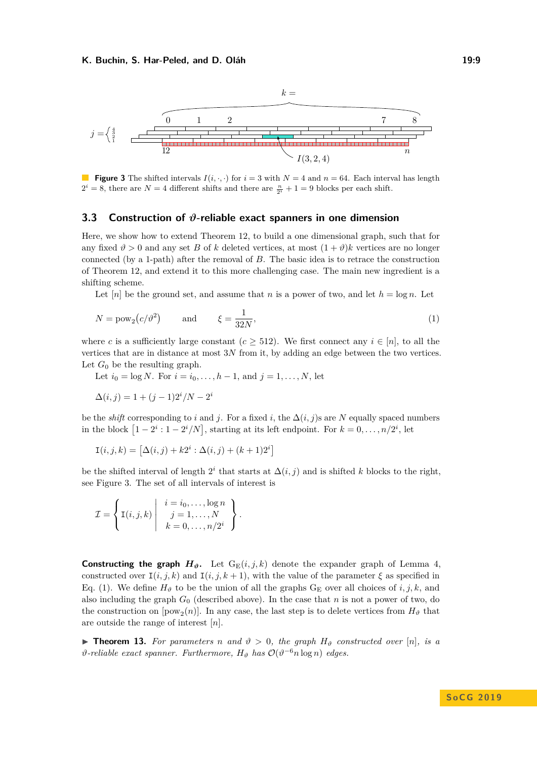k =

0 1 2 7 8

$j = \{ 4, 3, 2, 1$

12 $n$

$I(3, 2, 4)$

**Figure 3** The shifted intervals $I(i, \cdot, \cdot)$ for $i = 3$ with $N = 4$ and $n = 64$. Each interval has length $2^i = 8$, there are $N = 4$ different shifts and there are $\frac{n}{2^i} + 1 = 9$ blocks per each shift.

## 3.3 Construction of $\vartheta$-reliable exact spanners in one dimension

Here, we show how to extend Theorem 12, to build a one dimensional graph, such that for any fixed $\vartheta > 0$ and any set $B$ of $k$ deleted vertices, at most $(1 + \vartheta)k$ vertices are no longer connected (by a 1-path) after the removal of $B$. The basic idea is to retrace the construction of Theorem 12, and extend it to this more challenging case. The main new ingredient is a shifting scheme.

Let $[n]$ be the ground set, and assume that $n$ is a power of two, and let $h = \log n$. Let

$$N = \mathrm{pow}_2\left(c/\vartheta^2\right) \qquad \text{and} \qquad \xi = \frac{1}{32N}, \tag{1}$$

where $c$ is a sufficiently large constant ($c \geq 512$). We first connect any $i \in [n]$, to all the vertices that are in distance at most $3N$ from it, by adding an edge between the two vertices. Let $G_0$ be the resulting graph.

Let $i_0 = \log N$. For $i = i_0, \ldots, h - 1$, and $j = 1, \ldots, N$, let

$$\Delta(i, j) = 1 + (j - 1)2^i/N - 2^i$$

be the *shift* corresponding to $i$ and $j$. For a fixed $i$, the $\Delta(i, j)$s are $N$ equally spaced numbers in the block $\left[1 - 2^i : 1 - 2^i/N\right]$, starting at its left endpoint. For $k = 0, \ldots, n/2^i$, let

$$\mathtt{I}(i, j, k) = \left[\Delta(i, j) + k2^i : \Delta(i, j) + (k + 1)2^i\right]$$

be the shifted interval of length $2^i$ that starts at $\Delta(i, j)$ and is shifted $k$ blocks to the right, see Figure 3. The set of all intervals of interest is

$$\mathcal{I} = \left\{ \mathtt{I}(i, j, k) \;\middle|\; \begin{array}{c} i = i_0, \ldots, \log n \\ j = 1, \ldots, N \\ k = 0, \ldots, n/2^i \end{array} \right\}.$$

**Constructing the graph $H_\vartheta$.** Let $\mathrm{G_E}(i, j, k)$ denote the expander graph of Lemma 4, constructed over $\mathtt{I}(i, j, k)$ and $\mathtt{I}(i, j, k + 1)$, with the value of the parameter $\xi$ as specified in Eq. (1). We define $H_\vartheta$ to be the union of all the graphs $\mathrm{G_E}$ over all choices of $i, j, k$, and also including the graph $G_0$ (described above). In the case that $n$ is not a power of two, do the construction on $[\mathrm{pow}_2(n)]$. In any case, the last step is to delete vertices from $H_\vartheta$ that are outside the range of interest $[n]$.

▶ **Theorem 13.** *For parameters $n$ and $\vartheta > 0$, the graph $H_\vartheta$ constructed over $[n]$, is a $\vartheta$-reliable exact spanner. Furthermore, $H_\vartheta$ has $\mathcal{O}(\vartheta^{-6} n \log n)$ edges.*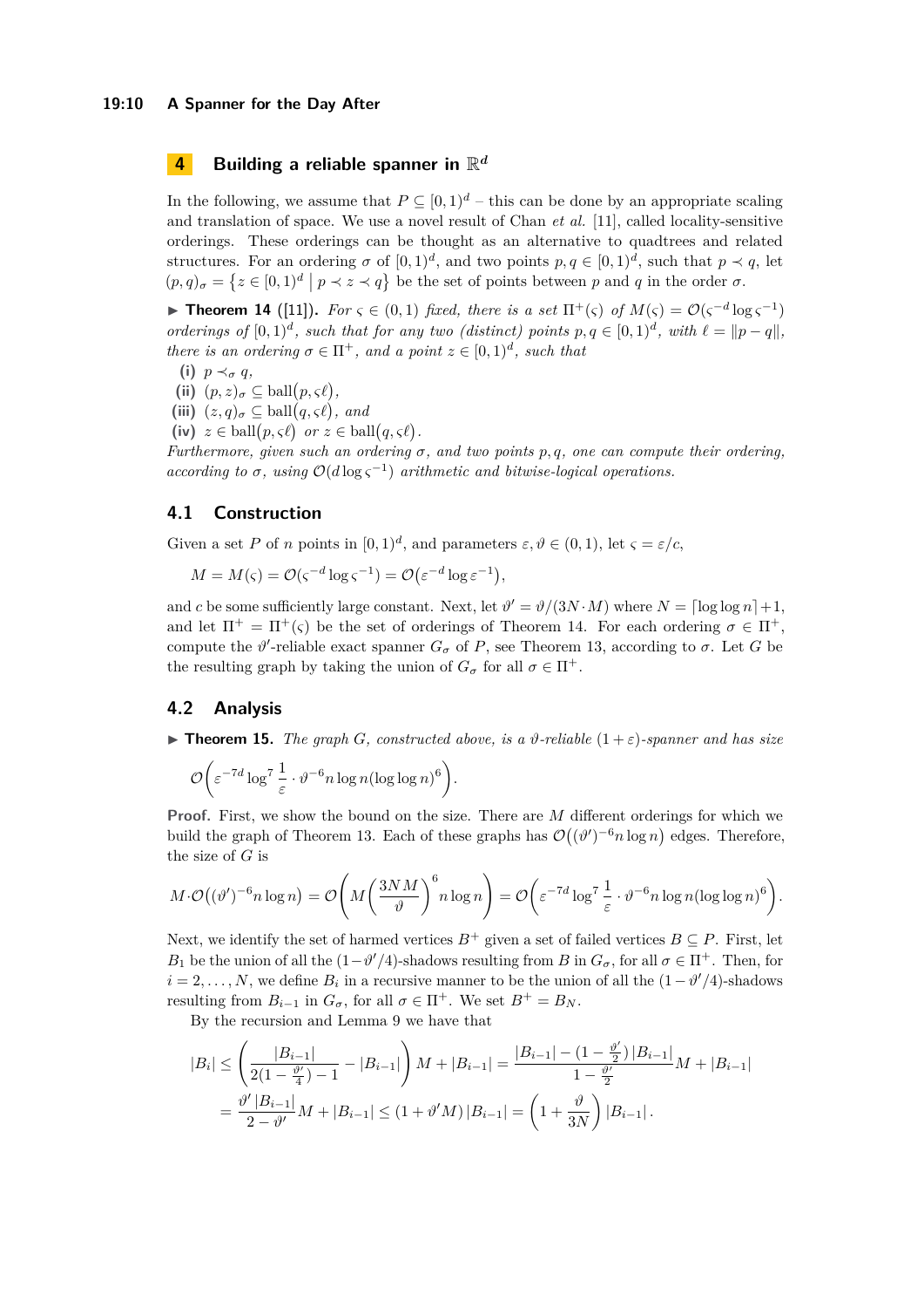# 4 Building a reliable spanner in $\mathbb{R}^d$

In the following, we assume that $P \subseteq [0,1)^d$ – this can be done by an appropriate scaling and translation of space. We use a novel result of Chan *et al.* [11], called locality-sensitive orderings. These orderings can be thought as an alternative to quadtrees and related structures. For an ordering $\sigma$ of $[0,1)^d$, and two points $p, q \in [0,1)^d$, such that $p \prec q$, let $(p,q)_\sigma = \{ z \in [0,1)^d \mid p \prec z \prec q \}$ be the set of points between $p$ and $q$ in the order $\sigma$.

▶ **Theorem 14** ([11]). *For $\varsigma \in (0,1)$ fixed, there is a set $\Pi^+(\varsigma)$ of $M(\varsigma) = \mathcal{O}(\varsigma^{-d} \log \varsigma^{-1})$ orderings of $[0,1)^d$, such that for any two (distinct) points $p, q \in [0,1)^d$, with $\ell = \|p - q\|$, there is an ordering $\sigma \in \Pi^+$, and a point $z \in [0,1)^d$, such that*

- **(i)** $p \prec_\sigma q$,
- **(ii)** $(p,z)_\sigma \subseteq \mathrm{ball}(p, \varsigma\ell)$,
- **(iii)** $(z,q)_\sigma \subseteq \mathrm{ball}(q, \varsigma\ell)$, *and*
- **(iv)** $z \in \mathrm{ball}(p, \varsigma\ell)$ *or* $z \in \mathrm{ball}(q, \varsigma\ell)$.

*Furthermore, given such an ordering $\sigma$, and two points $p, q$, one can compute their ordering, according to $\sigma$, using $\mathcal{O}(d \log \varsigma^{-1})$ arithmetic and bitwise-logical operations.*

## 4.1 Construction

Given a set $P$ of $n$ points in $[0,1)^d$, and parameters $\varepsilon, \vartheta \in (0,1)$, let $\varsigma = \varepsilon/c$,

$$M = M(\varsigma) = \mathcal{O}(\varsigma^{-d} \log \varsigma^{-1}) = \mathcal{O}(\varepsilon^{-d} \log \varepsilon^{-1}),$$

and $c$ be some sufficiently large constant. Next, let $\vartheta' = \vartheta/(3N \cdot M)$ where $N = \lceil \log \log n \rceil + 1$, and let $\Pi^+ = \Pi^+(\varsigma)$ be the set of orderings of Theorem 14. For each ordering $\sigma \in \Pi^+$, compute the $\vartheta'$-reliable exact spanner $G_\sigma$ of $P$, see Theorem 13, according to $\sigma$. Let $G$ be the resulting graph by taking the union of $G_\sigma$ for all $\sigma \in \Pi^+$.

## 4.2 Analysis

▶ **Theorem 15.** *The graph $G$, constructed above, is a $\vartheta$-reliable $(1+\varepsilon)$-spanner and has size*

$$\mathcal{O}\left( \varepsilon^{-7d} \log^7 \frac{1}{\varepsilon} \cdot \vartheta^{-6} n \log n (\log \log n)^6 \right).$$

**Proof.** First, we show the bound on the size. There are $M$ different orderings for which we build the graph of Theorem 13. Each of these graphs has $\mathcal{O}\big((\vartheta')^{-6} n \log n\big)$ edges. Therefore, the size of $G$ is

$$M \cdot \mathcal{O}\big((\vartheta')^{-6} n \log n\big) = \mathcal{O}\left( M \left( \frac{3NM}{\vartheta} \right)^6 n \log n \right) = \mathcal{O}\left( \varepsilon^{-7d} \log^7 \frac{1}{\varepsilon} \cdot \vartheta^{-6} n \log n (\log \log n)^6 \right).$$

Next, we identify the set of harmed vertices $B^+$ given a set of failed vertices $B \subseteq P$. First, let $B_1$ be the union of all the $(1-\vartheta'/4)$-shadows resulting from $B$ in $G_\sigma$, for all $\sigma \in \Pi^+$. Then, for $i = 2, \ldots, N$, we define $B_i$ in a recursive manner to be the union of all the $(1-\vartheta'/4)$-shadows resulting from $B_{i-1}$ in $G_\sigma$, for all $\sigma \in \Pi^+$. We set $B^+ = B_N$.

By the recursion and Lemma 9 we have that

$$|B_i| \le \left( \frac{|B_{i-1}|}{2(1 - \frac{\vartheta'}{4}) - 1} - |B_{i-1}| \right) M + |B_{i-1}| = \frac{|B_{i-1}| - (1 - \frac{\vartheta'}{2}) |B_{i-1}|}{1 - \frac{\vartheta'}{2}} M + |B_{i-1}|$$

$$= \frac{\vartheta' |B_{i-1}|}{2 - \vartheta'} M + |B_{i-1}| \le (1 + \vartheta' M) |B_{i-1}| = \left( 1 + \frac{\vartheta}{3N} \right) |B_{i-1}|.$$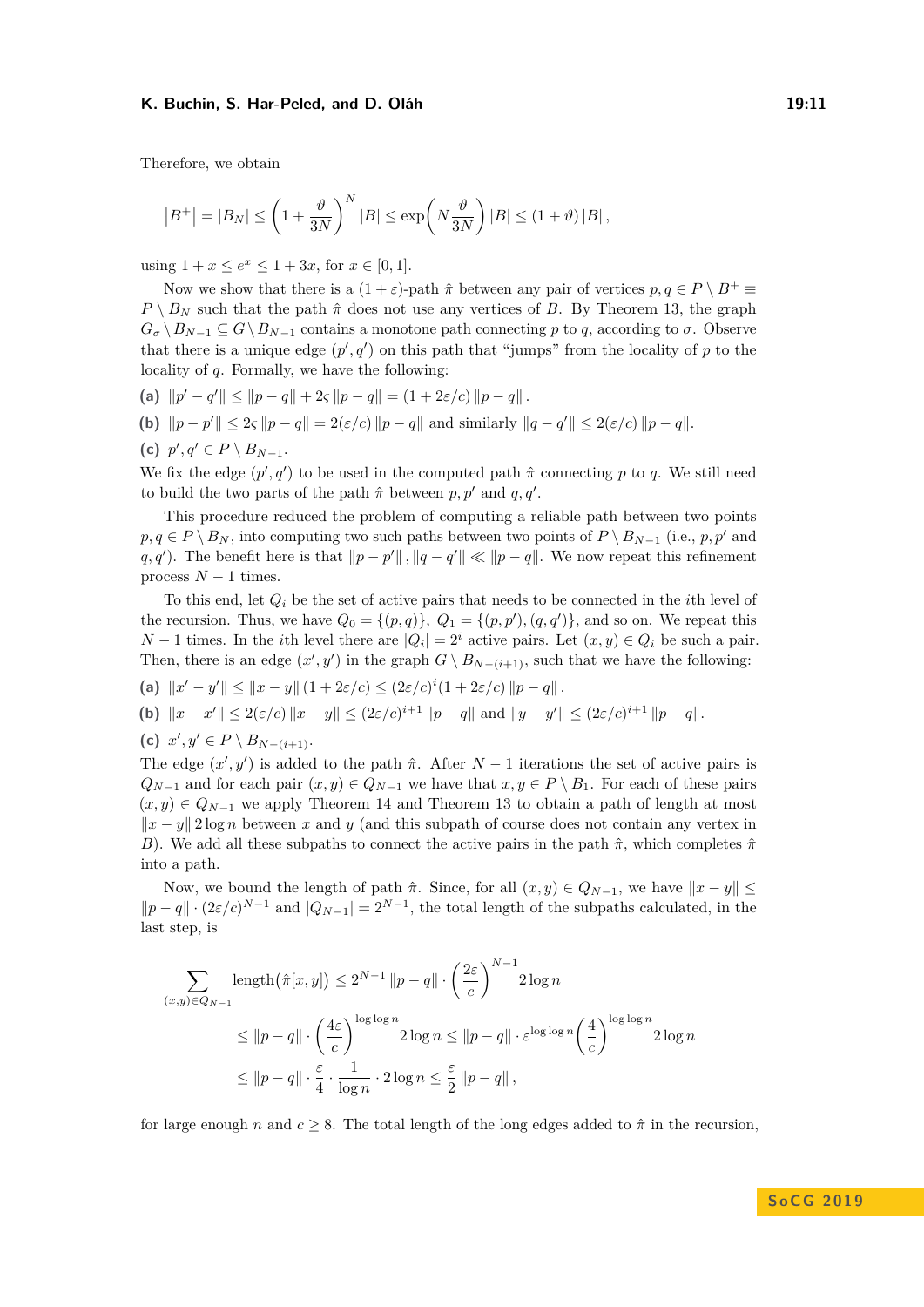Therefore, we obtain

$$\left|B^+\right| = |B_N| \leq \left(1 + \frac{\vartheta}{3N}\right)^N |B| \leq \exp\left(N \frac{\vartheta}{3N}\right) |B| \leq (1+\vartheta) |B|,$$

using $1 + x \leq e^x \leq 1 + 3x$, for $x \in [0,1]$.

Now we show that there is a $(1+\varepsilon)$-path $\hat{\pi}$ between any pair of vertices $p, q \in P \setminus B^+ \equiv P \setminus B_N$ such that the path $\hat{\pi}$ does not use any vertices of $B$. By Theorem 13, the graph $G_\sigma \setminus B_{N-1} \subseteq G \setminus B_{N-1}$ contains a monotone path connecting $p$ to $q$, according to $\sigma$. Observe that there is a unique edge $(p', q')$ on this path that "jumps" from the locality of $p$ to the locality of $q$. Formally, we have the following:

**(a)** $\|p' - q'\| \leq \|p - q\| + 2\varsigma \|p - q\| = (1 + 2\varepsilon/c) \|p - q\|$.

**(b)** $\|p - p'\| \leq 2\varsigma \|p - q\| = 2(\varepsilon/c) \|p - q\|$ and similarly $\|q - q'\| \leq 2(\varepsilon/c) \|p - q\|$.

**(c)** $p', q' \in P \setminus B_{N-1}$.

We fix the edge $(p', q')$ to be used in the computed path $\hat{\pi}$ connecting $p$ to $q$. We still need to build the two parts of the path $\hat{\pi}$ between $p, p'$ and $q, q'$.

This procedure reduced the problem of computing a reliable path between two points $p, q \in P \setminus B_N$, into computing two such paths between two points of $P \setminus B_{N-1}$ (i.e., $p, p'$ and $q, q'$). The benefit here is that $\|p - p'\|, \|q - q'\| \ll \|p - q\|$. We now repeat this refinement process $N - 1$ times.

To this end, let $Q_i$ be the set of active pairs that needs to be connected in the $i$th level of the recursion. Thus, we have $Q_0 = \{(p,q)\}$, $Q_1 = \{(p,p'), (q,q')\}$, and so on. We repeat this $N-1$ times. In the $i$th level there are $|Q_i| = 2^i$ active pairs. Let $(x,y) \in Q_i$ be such a pair. Then, there is an edge $(x', y')$ in the graph $G \setminus B_{N-(i+1)}$, such that we have the following:

**(a)** $\|x' - y'\| \leq \|x - y\| (1 + 2\varepsilon/c) \leq (2\varepsilon/c)^i (1 + 2\varepsilon/c) \|p - q\|$.

**(b)** $\|x - x'\| \leq 2(\varepsilon/c) \|x - y\| \leq (2\varepsilon/c)^{i+1} \|p - q\|$ and $\|y - y'\| \leq (2\varepsilon/c)^{i+1} \|p - q\|$.

**(c)** $x', y' \in P \setminus B_{N-(i+1)}$.

The edge $(x', y')$ is added to the path $\hat{\pi}$. After $N-1$ iterations the set of active pairs is $Q_{N-1}$ and for each pair $(x,y) \in Q_{N-1}$ we have that $x, y \in P \setminus B_1$. For each of these pairs $(x,y) \in Q_{N-1}$ we apply Theorem 14 and Theorem 13 to obtain a path of length at most $\|x - y\| \, 2 \log n$ between $x$ and $y$ (and this subpath of course does not contain any vertex in $B$). We add all these subpaths to connect the active pairs in the path $\hat{\pi}$, which completes $\hat{\pi}$ into a path.

Now, we bound the length of path $\hat{\pi}$. Since, for all $(x,y) \in Q_{N-1}$, we have $\|x - y\| \leq \|p - q\| \cdot (2\varepsilon/c)^{N-1}$ and $|Q_{N-1}| = 2^{N-1}$, the total length of the subpaths calculated, in the last step, is

$$\begin{aligned}
\sum_{(x,y) \in Q_{N-1}} \operatorname{length}\big(\hat{\pi}[x,y]\big) &\leq 2^{N-1} \|p - q\| \cdot \left(\frac{2\varepsilon}{c}\right)^{N-1} 2 \log n \\
&\leq \|p - q\| \cdot \left(\frac{4\varepsilon}{c}\right)^{\log\log n} 2 \log n \leq \|p - q\| \cdot \varepsilon^{\log\log n} \left(\frac{4}{c}\right)^{\log\log n} 2 \log n \\
&\leq \|p - q\| \cdot \frac{\varepsilon}{4} \cdot \frac{1}{\log n} \cdot 2 \log n \leq \frac{\varepsilon}{2} \|p - q\|,
\end{aligned}$$

for large enough $n$ and $c \geq 8$. The total length of the long edges added to $\hat{\pi}$ in the recursion,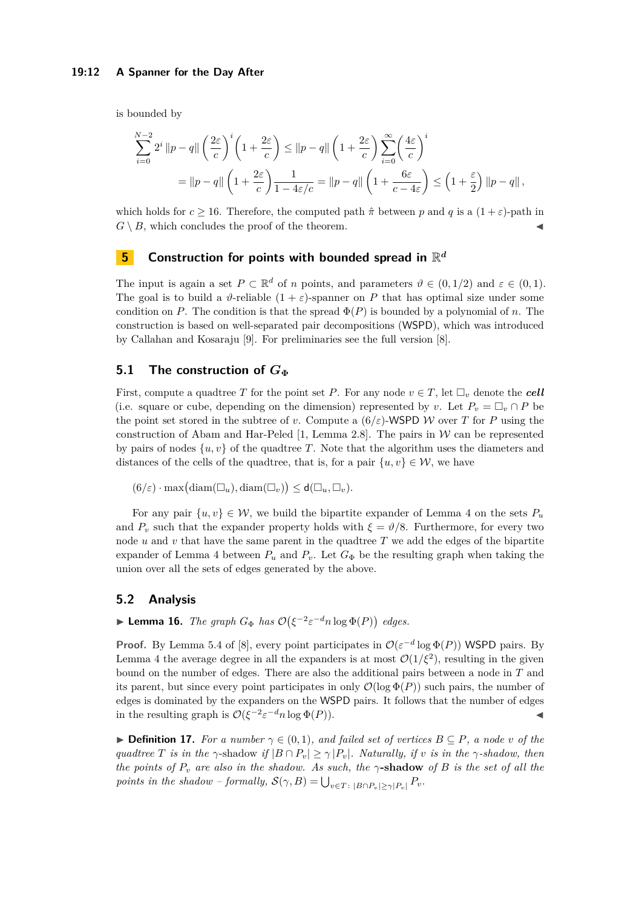is bounded by

$$\sum_{i=0}^{N-2} 2^i \|p-q\| \left(\frac{2\varepsilon}{c}\right)^i \left(1+\frac{2\varepsilon}{c}\right) \le \|p-q\| \left(1+\frac{2\varepsilon}{c}\right) \sum_{i=0}^{\infty} \left(\frac{4\varepsilon}{c}\right)^i$$
$$= \|p-q\| \left(1+\frac{2\varepsilon}{c}\right) \frac{1}{1-4\varepsilon/c} = \|p-q\| \left(1+\frac{6\varepsilon}{c-4\varepsilon}\right) \le \left(1+\frac{\varepsilon}{2}\right) \|p-q\|,$$

which holds for $c \ge 16$. Therefore, the computed path $\hat{\pi}$ between $p$ and $q$ is a $(1+\varepsilon)$-path in $G \setminus B$, which concludes the proof of the theorem. ◀

# 5 Construction for points with bounded spread in $\mathbb{R}^d$

The input is again a set $P \subset \mathbb{R}^d$ of $n$ points, and parameters $\vartheta \in (0, 1/2)$ and $\varepsilon \in (0, 1)$. The goal is to build a $\vartheta$-reliable $(1+\varepsilon)$-spanner on $P$ that has optimal size under some condition on $P$. The condition is that the spread $\Phi(P)$ is bounded by a polynomial of $n$. The construction is based on well-separated pair decompositions (WSPD), which was introduced by Callahan and Kosaraju [9]. For preliminaries see the full version [8].

## 5.1 The construction of $G_\Phi$

First, compute a quadtree $T$ for the point set $P$. For any node $v \in T$, let $\square_v$ denote the ***cell*** (i.e. square or cube, depending on the dimension) represented by $v$. Let $P_v = \square_v \cap P$ be the point set stored in the subtree of $v$. Compute a $(6/\varepsilon)$-WSPD $\mathcal{W}$ over $T$ for $P$ using the construction of Abam and Har-Peled [1, Lemma 2.8]. The pairs in $\mathcal{W}$ can be represented by pairs of nodes $\{u, v\}$ of the quadtree $T$. Note that the algorithm uses the diameters and distances of the cells of the quadtree, that is, for a pair $\{u, v\} \in \mathcal{W}$, we have

$$(6/\varepsilon) \cdot \max\bigl(\mathrm{diam}(\square_u), \mathrm{diam}(\square_v)\bigr) \le \mathsf{d}(\square_u, \square_v).$$

For any pair $\{u, v\} \in \mathcal{W}$, we build the bipartite expander of Lemma 4 on the sets $P_u$ and $P_v$ such that the expander property holds with $\xi = \vartheta/8$. Furthermore, for every two node $u$ and $v$ that have the same parent in the quadtree $T$ we add the edges of the bipartite expander of Lemma 4 between $P_u$ and $P_v$. Let $G_\Phi$ be the resulting graph when taking the union over all the sets of edges generated by the above.

## 5.2 Analysis

▶ **Lemma 16.** *The graph $G_\Phi$ has $\mathcal{O}(\xi^{-2}\varepsilon^{-d} n \log \Phi(P))$ edges.*

**Proof.** By Lemma 5.4 of [8], every point participates in $\mathcal{O}(\varepsilon^{-d} \log \Phi(P))$ WSPD pairs. By Lemma 4 the average degree in all the expanders is at most $\mathcal{O}(1/\xi^2)$, resulting in the given bound on the number of edges. There are also the additional pairs between a node in $T$ and its parent, but since every point participates in only $\mathcal{O}(\log \Phi(P))$ such pairs, the number of edges is dominated by the expanders on the WSPD pairs. It follows that the number of edges in the resulting graph is $\mathcal{O}(\xi^{-2}\varepsilon^{-d} n \log \Phi(P))$. ◀

▶ **Definition 17.** *For a number $\gamma \in (0, 1)$, and failed set of vertices $B \subseteq P$, a node $v$ of the quadtree $T$ is in the $\gamma$-shadow if $|B \cap P_v| \ge \gamma |P_v|$. Naturally, if $v$ is in the $\gamma$-shadow, then the points of $P_v$ are also in the shadow. As such, the **$\gamma$-shadow** of $B$ is the set of all the points in the shadow – formally, $\mathcal{S}(\gamma, B) = \bigcup_{v \in T:\, |B \cap P_v| \ge \gamma |P_v|} P_v$.*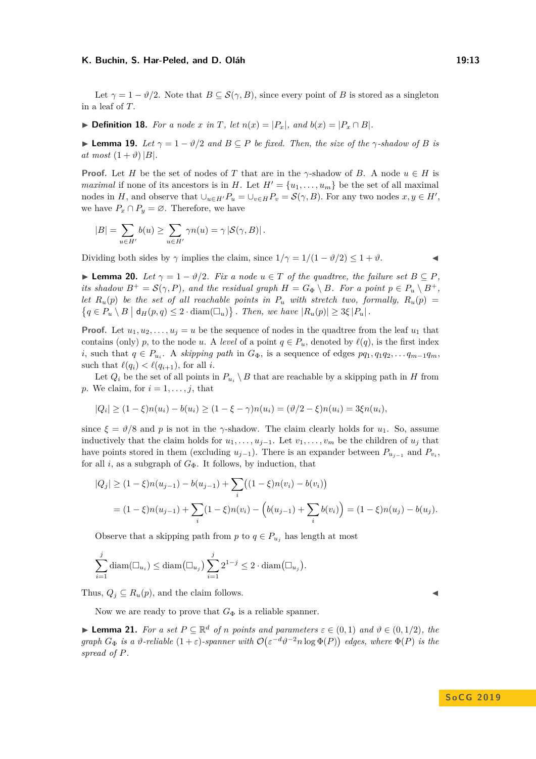Let $\gamma = 1 - \vartheta/2$. Note that $B \subseteq \mathcal{S}(\gamma, B)$, since every point of $B$ is stored as a singleton in a leaf of $T$.

▶ **Definition 18.** *For a node $x$ in $T$, let $n(x) = |P_x|$, and $b(x) = |P_x \cap B|$.*

▶ **Lemma 19.** *Let $\gamma = 1 - \vartheta/2$ and $B \subseteq P$ be fixed. Then, the size of the $\gamma$-shadow of $B$ is at most $(1 + \vartheta)\,|B|$.*

**Proof.** Let $H$ be the set of nodes of $T$ that are in the $\gamma$-shadow of $B$. A node $u \in H$ is *maximal* if none of its ancestors is in $H$. Let $H' = \{u_1, \ldots, u_m\}$ be the set of all maximal nodes in $H$, and observe that $\cup_{u \in H'} P_u = \cup_{v \in H} P_v = \mathcal{S}(\gamma, B)$. For any two nodes $x, y \in H'$, we have $P_x \cap P_y = \varnothing$. Therefore, we have

$$|B| = \sum_{u \in H'} b(u) \geq \sum_{u \in H'} \gamma n(u) = \gamma\,|\mathcal{S}(\gamma, B)|\,.$$

Dividing both sides by $\gamma$ implies the claim, since $1/\gamma = 1/(1 - \vartheta/2) \leq 1 + \vartheta$. ◀

▶ **Lemma 20.** *Let $\gamma = 1 - \vartheta/2$. Fix a node $u \in T$ of the quadtree, the failure set $B \subseteq P$, its shadow $B^+ = \mathcal{S}(\gamma, P)$, and the residual graph $H = G_\Phi \setminus B$. For a point $p \in P_u \setminus B^+$, let $R_u(p)$ be the set of all reachable points in $P_u$ with stretch two, formally, $R_u(p) = \left\{ q \in P_u \setminus B \;\middle|\; \mathsf{d}_H(p, q) \leq 2 \cdot \operatorname{diam}(\square_u) \right\}$. Then, we have $|R_u(p)| \geq 3\xi\,|P_u|$.*

**Proof.** Let $u_1, u_2, \ldots, u_j = u$ be the sequence of nodes in the quadtree from the leaf $u_1$ that contains (only) $p$, to the node $u$. A *level* of a point $q \in P_u$, denoted by $\ell(q)$, is the first index $i$, such that $q \in P_{u_i}$. A *skipping path* in $G_\Phi$, is a sequence of edges $pq_1, q_1q_2, \ldots q_{m-1}q_m$, such that $\ell(q_i) < \ell(q_{i+1})$, for all $i$.

Let $Q_i$ be the set of all points in $P_{u_i} \setminus B$ that are reachable by a skipping path in $H$ from $p$. We claim, for $i = 1, \ldots, j$, that

$$|Q_i| \geq (1 - \xi)n(u_i) - b(u_i) \geq (1 - \xi - \gamma)n(u_i) = (\vartheta/2 - \xi)n(u_i) = 3\xi n(u_i),$$

since $\xi = \vartheta/8$ and $p$ is not in the $\gamma$-shadow. The claim clearly holds for $u_1$. So, assume inductively that the claim holds for $u_1, \ldots, u_{j-1}$. Let $v_1, \ldots, v_m$ be the children of $u_j$ that have points stored in them (excluding $u_{j-1}$). There is an expander between $P_{u_{j-1}}$ and $P_{v_i}$, for all $i$, as a subgraph of $G_\Phi$. It follows, by induction, that

$$\begin{aligned}
|Q_j| &\geq (1 - \xi)n(u_{j-1}) - b(u_{j-1}) + \sum_i \big((1 - \xi)n(v_i) - b(v_i)\big) \\
&= (1 - \xi)n(u_{j-1}) + \sum_i (1 - \xi)n(v_i) - \Big(b(u_{j-1}) + \sum_i b(v_i)\Big) = (1 - \xi)n(u_j) - b(u_j).
\end{aligned}$$

Observe that a skipping path from $p$ to $q \in P_{u_j}$ has length at most

$$\sum_{i=1}^{j} \operatorname{diam}(\square_{u_i}) \leq \operatorname{diam}(\square_{u_j}) \sum_{i=1}^{j} 2^{1-j} \leq 2 \cdot \operatorname{diam}(\square_{u_j}).$$

Thus, $Q_j \subseteq R_u(p)$, and the claim follows. ◀

Now we are ready to prove that $G_\Phi$ is a reliable spanner.

▶ **Lemma 21.** *For a set $P \subseteq \mathbb{R}^d$ of $n$ points and parameters $\varepsilon \in (0, 1)$ and $\vartheta \in (0, 1/2)$, the graph $G_\Phi$ is a $\vartheta$-reliable $(1 + \varepsilon)$-spanner with $\mathcal{O}\big(\varepsilon^{-d}\vartheta^{-2} n \log \Phi(P)\big)$ edges, where $\Phi(P)$ is the spread of $P$.*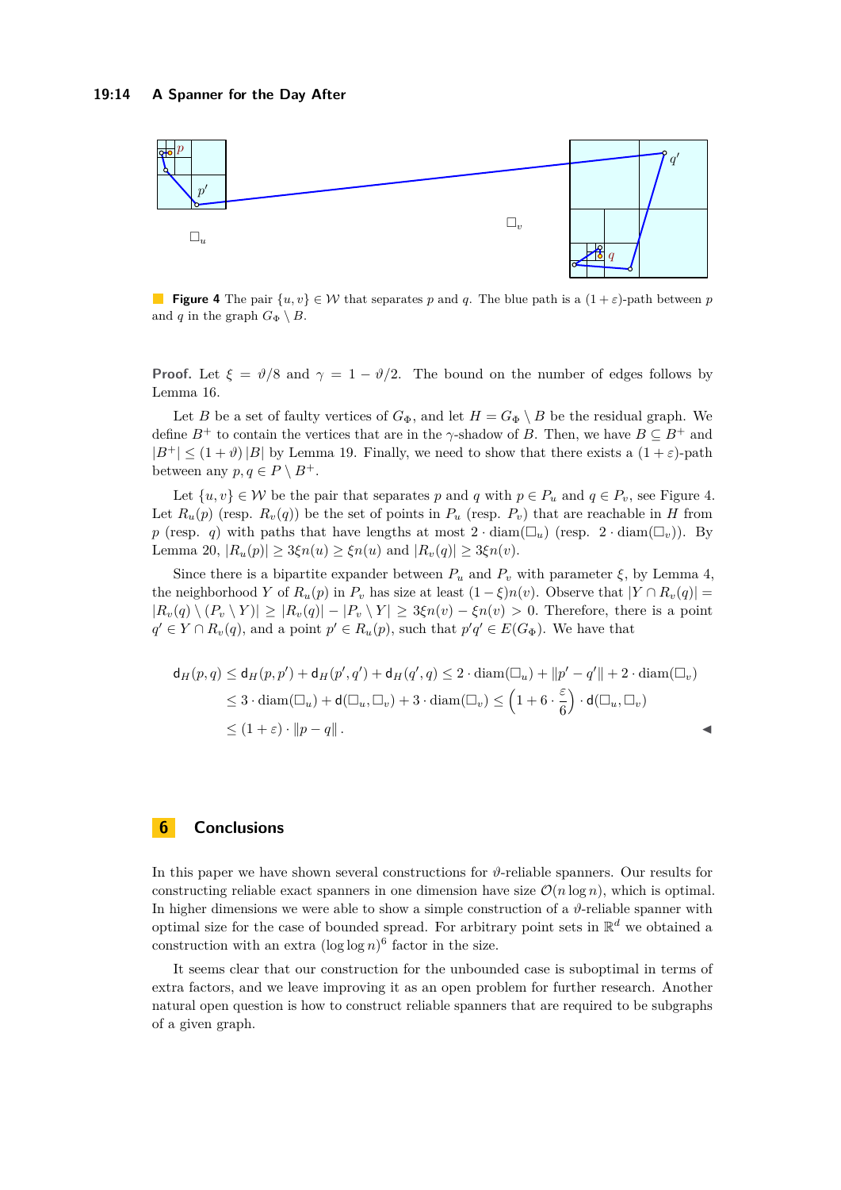$\square_u$

$\square_v$

$p$

$p'$

$q'$

$q$

**Figure 4** The pair $\{u, v\} \in \mathcal{W}$ that separates $p$ and $q$. The blue path is a $(1+\varepsilon)$-path between $p$ and $q$ in the graph $G_\Phi \setminus B$.

**Proof.** Let $\xi = \vartheta/8$ and $\gamma = 1 - \vartheta/2$. The bound on the number of edges follows by Lemma 16.

Let $B$ be a set of faulty vertices of $G_\Phi$, and let $H = G_\Phi \setminus B$ be the residual graph. We define $B^+$ to contain the vertices that are in the $\gamma$-shadow of $B$. Then, we have $B \subseteq B^+$ and $|B^+| \leq (1+\vartheta)|B|$ by Lemma 19. Finally, we need to show that there exists a $(1+\varepsilon)$-path between any $p, q \in P \setminus B^+$.

Let $\{u, v\} \in \mathcal{W}$ be the pair that separates $p$ and $q$ with $p \in P_u$ and $q \in P_v$, see Figure 4. Let $R_u(p)$ (resp. $R_v(q)$) be the set of points in $P_u$ (resp. $P_v$) that are reachable in $H$ from $p$ (resp. $q$) with paths that have lengths at most $2 \cdot \operatorname{diam}(\square_u)$ (resp. $2 \cdot \operatorname{diam}(\square_v)$). By Lemma 20, $|R_u(p)| \geq 3\xi n(u) \geq \xi n(u)$ and $|R_v(q)| \geq 3\xi n(v)$.

Since there is a bipartite expander between $P_u$ and $P_v$ with parameter $\xi$, by Lemma 4, the neighborhood $Y$ of $R_u(p)$ in $P_v$ has size at least $(1-\xi)n(v)$. Observe that $|Y \cap R_v(q)| = |R_v(q) \setminus (P_v \setminus Y)| \geq |R_v(q)| - |P_v \setminus Y| \geq 3\xi n(v) - \xi n(v) > 0$. Therefore, there is a point $q' \in Y \cap R_v(q)$, and a point $p' \in R_u(p)$, such that $p'q' \in E(G_\Phi)$. We have that

$$
\begin{aligned}
\mathsf{d}_H(p,q) &\leq \mathsf{d}_H(p,p') + \mathsf{d}_H(p',q') + \mathsf{d}_H(q',q) \leq 2 \cdot \operatorname{diam}(\square_u) + \|p' - q'\| + 2 \cdot \operatorname{diam}(\square_v) \\
&\leq 3 \cdot \operatorname{diam}(\square_u) + \mathsf{d}(\square_u, \square_v) + 3 \cdot \operatorname{diam}(\square_v) \leq \left(1 + 6 \cdot \frac{\varepsilon}{6}\right) \cdot \mathsf{d}(\square_u, \square_v) \\
&\leq (1+\varepsilon) \cdot \|p - q\|.
\end{aligned}
$$

◀

## 6 Conclusions

In this paper we have shown several constructions for $\vartheta$-reliable spanners. Our results for constructing reliable exact spanners in one dimension have size $\mathcal{O}(n \log n)$, which is optimal. In higher dimensions we were able to show a simple construction of a $\vartheta$-reliable spanner with optimal size for the case of bounded spread. For arbitrary point sets in $\mathbb{R}^d$ we obtained a construction with an extra $(\log \log n)^6$ factor in the size.

It seems clear that our construction for the unbounded case is suboptimal in terms of extra factors, and we leave improving it as an open problem for further research. Another natural open question is how to construct reliable spanners that are required to be subgraphs of a given graph.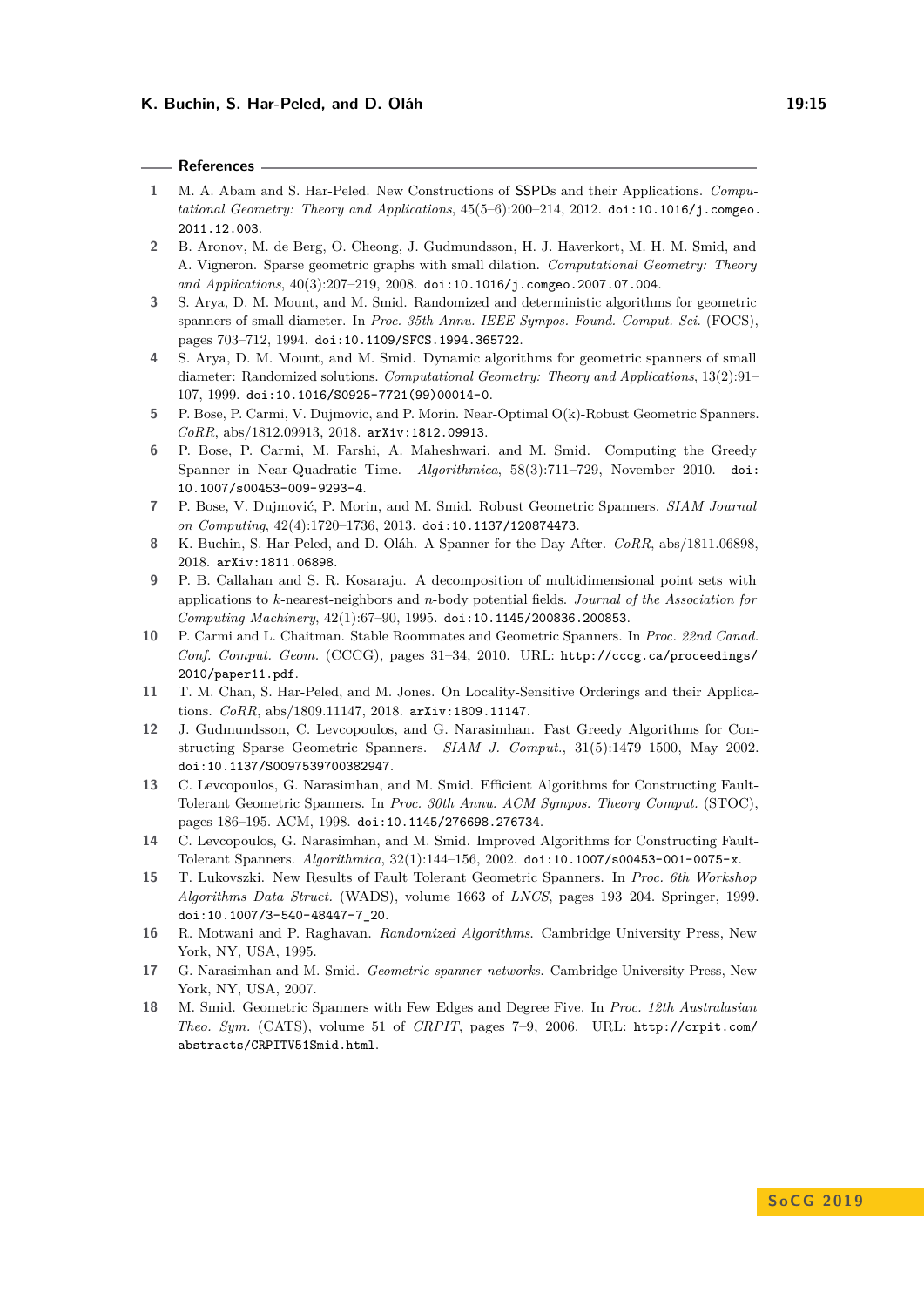## References

1. M. A. Abam and S. Har-Peled. New Constructions of SSPDs and their Applications. *Computational Geometry: Theory and Applications*, 45(5–6):200–214, 2012. doi:10.1016/j.comgeo.2011.12.003.
2. B. Aronov, M. de Berg, O. Cheong, J. Gudmundsson, H. J. Haverkort, M. H. M. Smid, and A. Vigneron. Sparse geometric graphs with small dilation. *Computational Geometry: Theory and Applications*, 40(3):207–219, 2008. doi:10.1016/j.comgeo.2007.07.004.
3. S. Arya, D. M. Mount, and M. Smid. Randomized and deterministic algorithms for geometric spanners of small diameter. In *Proc. 35th Annu. IEEE Sympos. Found. Comput. Sci.* (FOCS), pages 703–712, 1994. doi:10.1109/SFCS.1994.365722.
4. S. Arya, D. M. Mount, and M. Smid. Dynamic algorithms for geometric spanners of small diameter: Randomized solutions. *Computational Geometry: Theory and Applications*, 13(2):91–107, 1999. doi:10.1016/S0925-7721(99)00014-0.
5. P. Bose, P. Carmi, V. Dujmovic, and P. Morin. Near-Optimal O(k)-Robust Geometric Spanners. *CoRR*, abs/1812.09913, 2018. arXiv:1812.09913.
6. P. Bose, P. Carmi, M. Farshi, A. Maheshwari, and M. Smid. Computing the Greedy Spanner in Near-Quadratic Time. *Algorithmica*, 58(3):711–729, November 2010. doi:10.1007/s00453-009-9293-4.
7. P. Bose, V. Dujmović, P. Morin, and M. Smid. Robust Geometric Spanners. *SIAM Journal on Computing*, 42(4):1720–1736, 2013. doi:10.1137/120874473.
8. K. Buchin, S. Har-Peled, and D. Oláh. A Spanner for the Day After. *CoRR*, abs/1811.06898, 2018. arXiv:1811.06898.
9. P. B. Callahan and S. R. Kosaraju. A decomposition of multidimensional point sets with applications to $k$-nearest-neighbors and $n$-body potential fields. *Journal of the Association for Computing Machinery*, 42(1):67–90, 1995. doi:10.1145/200836.200853.
10. P. Carmi and L. Chaitman. Stable Roommates and Geometric Spanners. In *Proc. 22nd Canad. Conf. Comput. Geom.* (CCCG), pages 31–34, 2010. URL: http://cccg.ca/proceedings/2010/paper11.pdf.
11. T. M. Chan, S. Har-Peled, and M. Jones. On Locality-Sensitive Orderings and their Applications. *CoRR*, abs/1809.11147, 2018. arXiv:1809.11147.
12. J. Gudmundsson, C. Levcopoulos, and G. Narasimhan. Fast Greedy Algorithms for Constructing Sparse Geometric Spanners. *SIAM J. Comput.*, 31(5):1479–1500, May 2002. doi:10.1137/S0097539700382947.
13. C. Levcopoulos, G. Narasimhan, and M. Smid. Efficient Algorithms for Constructing Fault-Tolerant Geometric Spanners. In *Proc. 30th Annu. ACM Sympos. Theory Comput.* (STOC), pages 186–195. ACM, 1998. doi:10.1145/276698.276734.
14. C. Levcopoulos, G. Narasimhan, and M. Smid. Improved Algorithms for Constructing Fault-Tolerant Spanners. *Algorithmica*, 32(1):144–156, 2002. doi:10.1007/s00453-001-0075-x.
15. T. Lukovszki. New Results of Fault Tolerant Geometric Spanners. In *Proc. 6th Workshop Algorithms Data Struct.* (WADS), volume 1663 of *LNCS*, pages 193–204. Springer, 1999. doi:10.1007/3-540-48447-7_20.
16. R. Motwani and P. Raghavan. *Randomized Algorithms*. Cambridge University Press, New York, NY, USA, 1995.
17. G. Narasimhan and M. Smid. *Geometric spanner networks*. Cambridge University Press, New York, NY, USA, 2007.
18. M. Smid. Geometric Spanners with Few Edges and Degree Five. In *Proc. 12th Australasian Theo. Sym.* (CATS), volume 51 of *CRPIT*, pages 7–9, 2006. URL: http://crpit.com/abstracts/CRPITV51Smid.html.